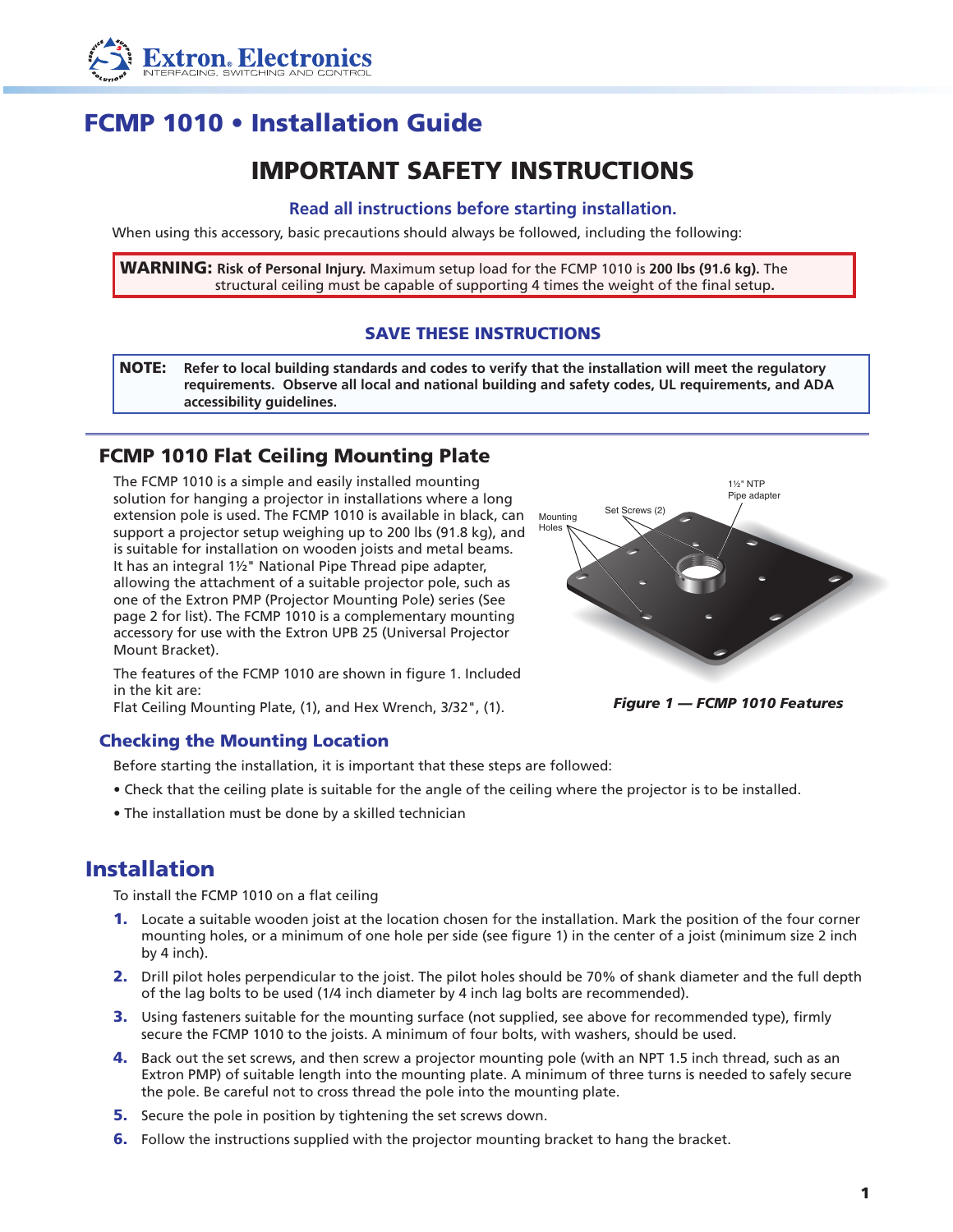# FCMP 1010 • Installation Guide

## IMPORTANT SAFETY INSTRUCTIONS

**Read all instructions before starting installation.**

When using this accessory, basic precautions should always be followed, including the following:

**WARNING: Risk of Personal Injury.** Maximum setup load for the FCMP 1010 is **200 lbs (91.6 kg).** The structural ceiling must be capable of supporting 4 times the weight of the final setup**.**

**SAVE THESE INSTRUCTIONS**

**NOTE: Refer to local building standards and codes to verify that the installation will meet the regulatory requirements. Observe all local and national building and safety codes, UL requirements, and ADA accessibility guidelines.**

## FCMP 1010 Flat Ceiling Mounting Plate

The FCMP 1010 is a simple and easily installed mounting solution for hanging a projector in installations where a long extension pole is used. The FCMP 1010 is available in black, can support a projector setup weighing up to 200 lbs (91.8 kg), and is suitable for installation on wooden joists and metal beams. It has an integral 1½" National Pipe Thread pipe adapter, allowing the attachment of a suitable projector pole, such as one of the Extron PMP (Projector Mounting Pole) series (See page 2 for list). The FCMP 1010 is a complementary mounting accessory for use with the Extron UPB 25 (Universal Projector Mount Bracket).

The features of the FCMP 1010 are shown in figure 1. Included in the kit are:
Flat Ceiling Mounting Plate, (1), and Hex Wrench, 3/32", (1).

Mounting Holes — Set Screws (2) — 1½" NTP Pipe adapter

*Figure 1 — FCMP 1010 Features*

### Checking the Mounting Location

Before starting the installation, it is important that these steps are followed:

- Check that the ceiling plate is suitable for the angle of the ceiling where the projector is to be installed.
- The installation must be done by a skilled technician

## Installation

To install the FCMP 1010 on a flat ceiling

1. Locate a suitable wooden joist at the location chosen for the installation. Mark the position of the four corner mounting holes, or a minimum of one hole per side (see figure 1) in the center of a joist (minimum size 2 inch by 4 inch).
2. Drill pilot holes perpendicular to the joist. The pilot holes should be 70% of shank diameter and the full depth of the lag bolts to be used (1/4 inch diameter by 4 inch lag bolts are recommended).
3. Using fasteners suitable for the mounting surface (not supplied, see above for recommended type), firmly secure the FCMP 1010 to the joists. A minimum of four bolts, with washers, should be used.
4. Back out the set screws, and then screw a projector mounting pole (with an NPT 1.5 inch thread, such as an Extron PMP) of suitable length into the mounting plate. A minimum of three turns is needed to safely secure the pole. Be careful not to cross thread the pole into the mounting plate.
5. Secure the pole in position by tightening the set screws down.
6. Follow the instructions supplied with the projector mounting bracket to hang the bracket.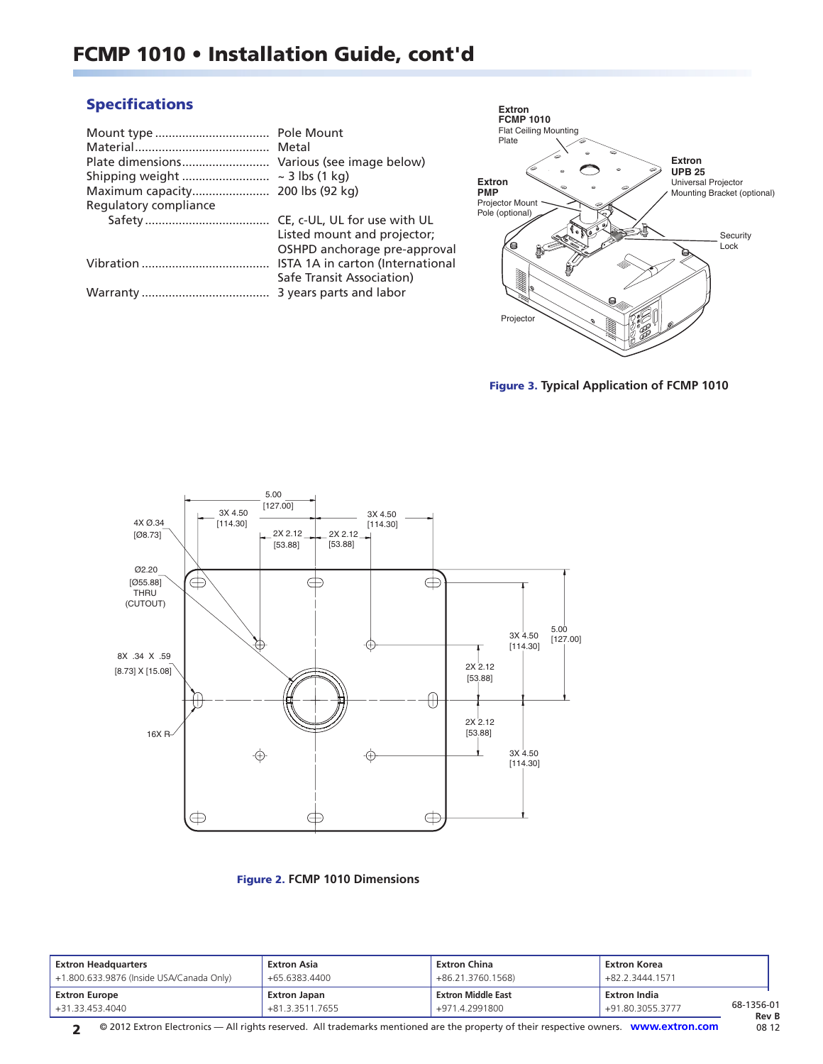## Specifications

| | |
|---|---|
| Mount type | Pole Mount |
| Material | Metal |
| Plate dimensions | Various (see image below) |
| Shipping weight | ~ 3 lbs (1 kg) |
| Maximum capacity | 200 lbs (92 kg) |
| Regulatory compliance | |
| Safety | CE, c-UL, UL for use with UL Listed mount and projector; OSHPD anchorage pre-approval |
| Vibration | ISTA 1A in carton (International Safe Transit Association) |
| Warranty | 3 years parts and labor |

Extron
FCMP 1010
Flat Ceiling Mounting Plate

Extron
UPB 25
Universal Projector Mounting Bracket (optional)

Extron
PMP
Projector Mount Pole (optional)

Security Lock

Projector

**Figure 3.** Typical Application of FCMP 1010

5.00 [127.00]
3X 4.50 [114.30]
3X 4.50 [114.30]
4X Ø.34 [Ø8.73]
2X 2.12 [53.88]
2X 2.12 [53.88]
Ø2.20 [Ø55.88] THRU (CUTOUT)
8X .34 X .59 [8.73] X [15.08]
16X R
3X 4.50 [114.30]
5.00 [127.00]
2X 2.12 [53.88]
2X 2.12 [53.88]
3X 4.50 [114.30]

**Figure 2.** FCMP 1010 Dimensions

| Extron Headquarters | Extron Asia | Extron China | Extron Korea |
|---|---|---|---|
| +1.800.633.9876 (Inside USA/Canada Only) | +65.6383.4400 | +86.21.3760.1568) | +82.2.3444.1571 |
| **Extron Europe** | **Extron Japan** | **Extron Middle East** | **Extron India** |
| +31.33.453.4040 | +81.3.3511.7655 | +971.4.2991800 | +91.80.3055.3777 |

© 2012 Extron Electronics — All rights reserved. All trademarks mentioned are the property of their respective owners. www.extron.com

68-1356-01
Rev B
08 12